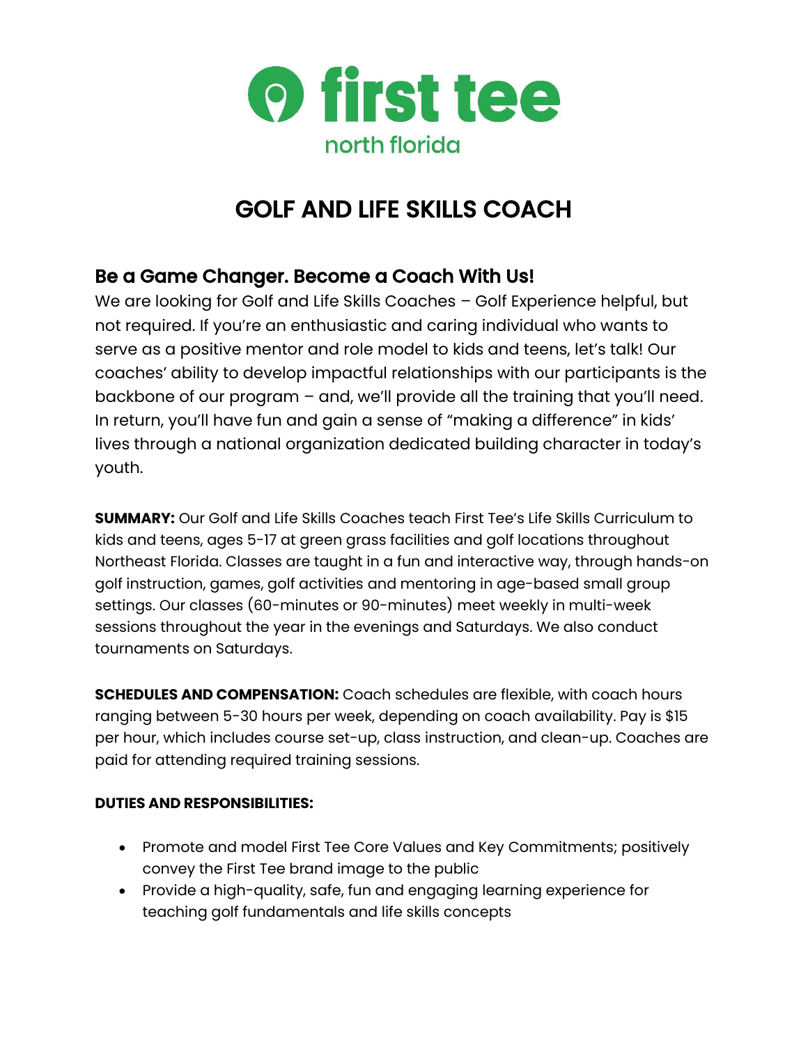# first tee

north florida

# GOLF AND LIFE SKILLS COACH

## Be a Game Changer. Become a Coach With Us!

We are looking for Golf and Life Skills Coaches – Golf Experience helpful, but not required. If you're an enthusiastic and caring individual who wants to serve as a positive mentor and role model to kids and teens, let's talk! Our coaches' ability to develop impactful relationships with our participants is the backbone of our program – and, we'll provide all the training that you'll need. In return, you'll have fun and gain a sense of "making a difference" in kids' lives through a national organization dedicated building character in today's youth.

**SUMMARY:** Our Golf and Life Skills Coaches teach First Tee's Life Skills Curriculum to kids and teens, ages 5-17 at green grass facilities and golf locations throughout Northeast Florida. Classes are taught in a fun and interactive way, through hands-on golf instruction, games, golf activities and mentoring in age-based small group settings. Our classes (60-minutes or 90-minutes) meet weekly in multi-week sessions throughout the year in the evenings and Saturdays. We also conduct tournaments on Saturdays.

**SCHEDULES AND COMPENSATION:** Coach schedules are flexible, with coach hours ranging between 5-30 hours per week, depending on coach availability. Pay is $15 per hour, which includes course set-up, class instruction, and clean-up. Coaches are paid for attending required training sessions.

**DUTIES AND RESPONSIBILITIES:**

- Promote and model First Tee Core Values and Key Commitments; positively convey the First Tee brand image to the public
- Provide a high-quality, safe, fun and engaging learning experience for teaching golf fundamentals and life skills concepts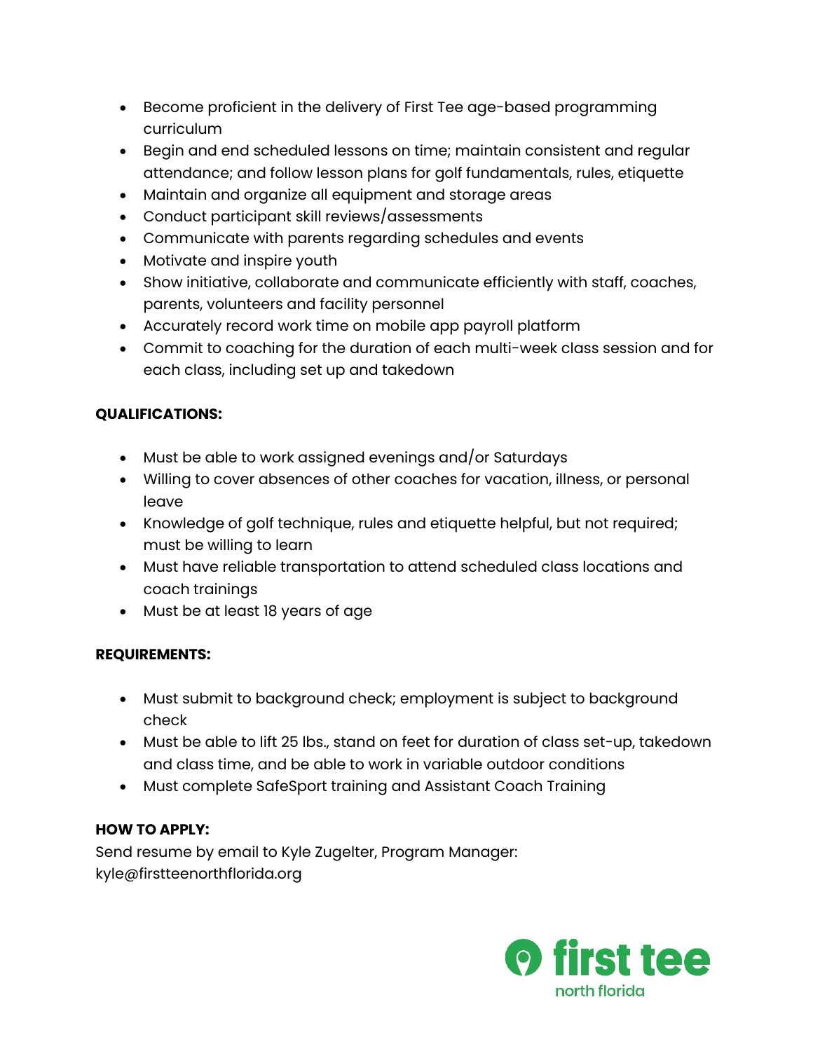- Become proficient in the delivery of First Tee age-based programming curriculum
- Begin and end scheduled lessons on time; maintain consistent and regular attendance; and follow lesson plans for golf fundamentals, rules, etiquette
- Maintain and organize all equipment and storage areas
- Conduct participant skill reviews/assessments
- Communicate with parents regarding schedules and events
- Motivate and inspire youth
- Show initiative, collaborate and communicate efficiently with staff, coaches, parents, volunteers and facility personnel
- Accurately record work time on mobile app payroll platform
- Commit to coaching for the duration of each multi-week class session and for each class, including set up and takedown

**QUALIFICATIONS:**

- Must be able to work assigned evenings and/or Saturdays
- Willing to cover absences of other coaches for vacation, illness, or personal leave
- Knowledge of golf technique, rules and etiquette helpful, but not required; must be willing to learn
- Must have reliable transportation to attend scheduled class locations and coach trainings
- Must be at least 18 years of age

**REQUIREMENTS:**

- Must submit to background check; employment is subject to background check
- Must be able to lift 25 lbs., stand on feet for duration of class set-up, takedown and class time, and be able to work in variable outdoor conditions
- Must complete SafeSport training and Assistant Coach Training

**HOW TO APPLY:**

Send resume by email to Kyle Zugelter, Program Manager:
kyle@firstteenorthflorida.org

first tee
north florida